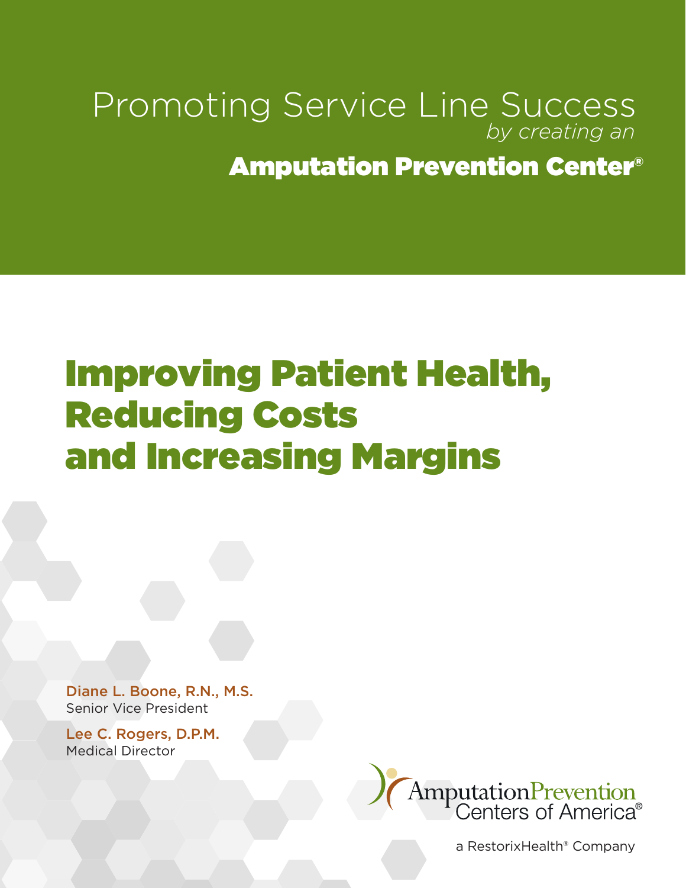Promoting Service Line Success
*by creating an*
**Amputation Prevention Center®**

# Improving Patient Health, Reducing Costs and Increasing Margins

Diane L. Boone, R.N., M.S.
Senior Vice President

Lee C. Rogers, D.P.M.
Medical Director

Amputation Prevention Centers of America®

a RestorixHealth® Company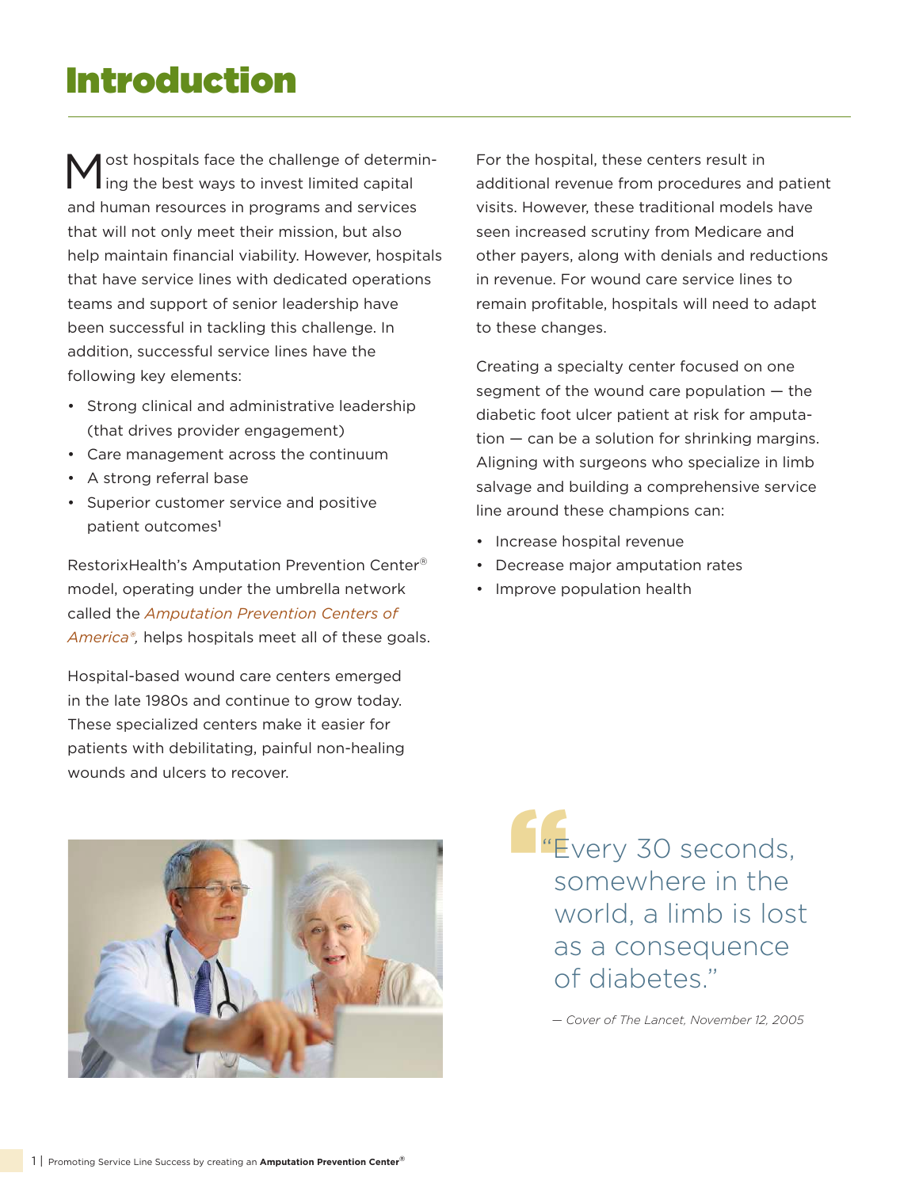# Introduction

Most hospitals face the challenge of determining the best ways to invest limited capital and human resources in programs and services that will not only meet their mission, but also help maintain financial viability. However, hospitals that have service lines with dedicated operations teams and support of senior leadership have been successful in tackling this challenge. In addition, successful service lines have the following key elements:

- Strong clinical and administrative leadership (that drives provider engagement)
- Care management across the continuum
- A strong referral base
- Superior customer service and positive patient outcomes[1]

RestorixHealth's Amputation Prevention Center® model, operating under the umbrella network called the *Amputation Prevention Centers of America®*, helps hospitals meet all of these goals.

Hospital-based wound care centers emerged in the late 1980s and continue to grow today. These specialized centers make it easier for patients with debilitating, painful non-healing wounds and ulcers to recover.

For the hospital, these centers result in additional revenue from procedures and patient visits. However, these traditional models have seen increased scrutiny from Medicare and other payers, along with denials and reductions in revenue. For wound care service lines to remain profitable, hospitals will need to adapt to these changes.

Creating a specialty center focused on one segment of the wound care population — the diabetic foot ulcer patient at risk for amputation — can be a solution for shrinking margins. Aligning with surgeons who specialize in limb salvage and building a comprehensive service line around these champions can:

- Increase hospital revenue
- Decrease major amputation rates
- Improve population health

> "Every 30 seconds, somewhere in the world, a limb is lost as a consequence of diabetes."
>
> *— Cover of The Lancet, November 12, 2005*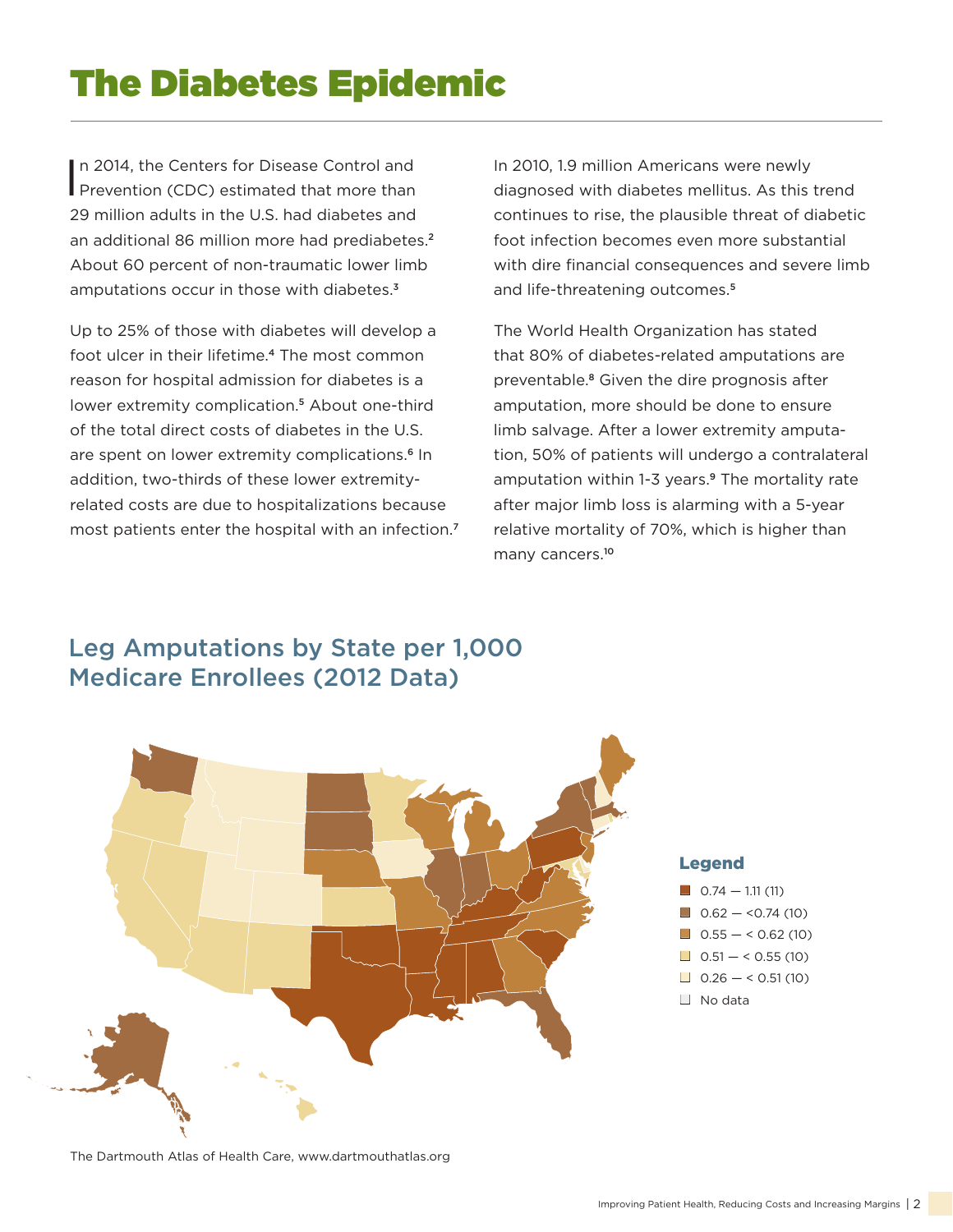# The Diabetes Epidemic

In 2014, the Centers for Disease Control and Prevention (CDC) estimated that more than 29 million adults in the U.S. had diabetes and an additional 86 million more had prediabetes.[2] About 60 percent of non-traumatic lower limb amputations occur in those with diabetes.[3]

Up to 25% of those with diabetes will develop a foot ulcer in their lifetime.[4] The most common reason for hospital admission for diabetes is a lower extremity complication.[5] About one-third of the total direct costs of diabetes in the U.S. are spent on lower extremity complications.[6] In addition, two-thirds of these lower extremity-related costs are due to hospitalizations because most patients enter the hospital with an infection.[7]

In 2010, 1.9 million Americans were newly diagnosed with diabetes mellitus. As this trend continues to rise, the plausible threat of diabetic foot infection becomes even more substantial with dire financial consequences and severe limb and life-threatening outcomes.[5]

The World Health Organization has stated that 80% of diabetes-related amputations are preventable.[8] Given the dire prognosis after amputation, more should be done to ensure limb salvage. After a lower extremity amputation, 50% of patients will undergo a contralateral amputation within 1-3 years.[9] The mortality rate after major limb loss is alarming with a 5-year relative mortality of 70%, which is higher than many cancers.[10]

## Leg Amputations by State per 1,000 Medicare Enrollees (2012 Data)

**Legend**

- 0.74 — 1.11 (11)
- 0.62 — <0.74 (10)
- 0.55 — < 0.62 (10)
- 0.51 — < 0.55 (10)
- 0.26 — < 0.51 (10)
- No data

The Dartmouth Atlas of Health Care, www.dartmouthatlas.org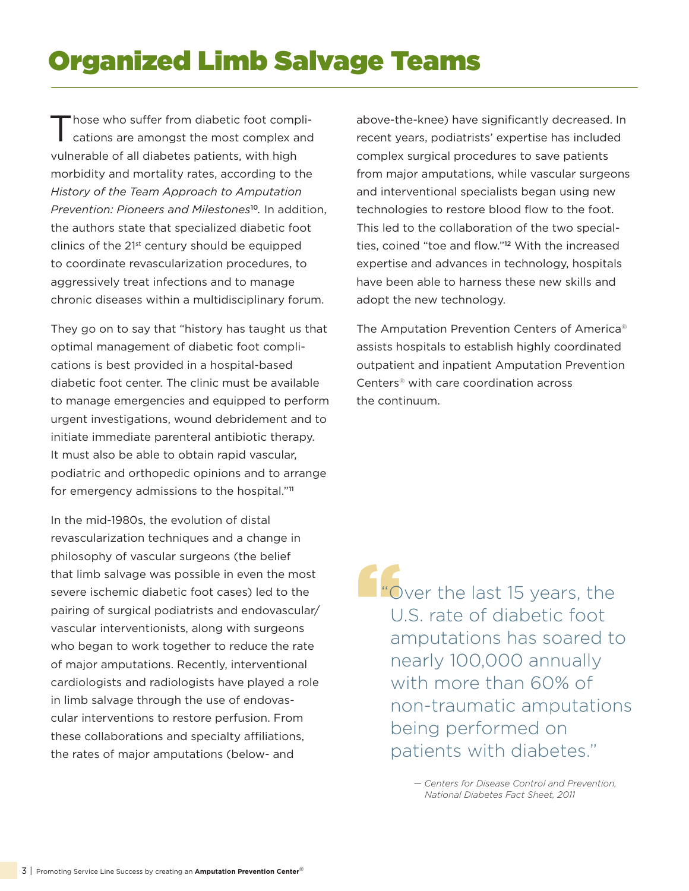# Organized Limb Salvage Teams

Those who suffer from diabetic foot complications are amongst the most complex and vulnerable of all diabetes patients, with high morbidity and mortality rates, according to the *History of the Team Approach to Amputation Prevention: Pioneers and Milestones*[10]. In addition, the authors state that specialized diabetic foot clinics of the 21st century should be equipped to coordinate revascularization procedures, to aggressively treat infections and to manage chronic diseases within a multidisciplinary forum.

They go on to say that "history has taught us that optimal management of diabetic foot complications is best provided in a hospital-based diabetic foot center. The clinic must be available to manage emergencies and equipped to perform urgent investigations, wound debridement and to initiate immediate parenteral antibiotic therapy. It must also be able to obtain rapid vascular, podiatric and orthopedic opinions and to arrange for emergency admissions to the hospital."[11]

In the mid-1980s, the evolution of distal revascularization techniques and a change in philosophy of vascular surgeons (the belief that limb salvage was possible in even the most severe ischemic diabetic foot cases) led to the pairing of surgical podiatrists and endovascular/vascular interventionists, along with surgeons who began to work together to reduce the rate of major amputations. Recently, interventional cardiologists and radiologists have played a role in limb salvage through the use of endovascular interventions to restore perfusion. From these collaborations and specialty affiliations, the rates of major amputations (below- and above-the-knee) have significantly decreased. In recent years, podiatrists' expertise has included complex surgical procedures to save patients from major amputations, while vascular surgeons and interventional specialists began using new technologies to restore blood flow to the foot. This led to the collaboration of the two specialties, coined "toe and flow."[12] With the increased expertise and advances in technology, hospitals have been able to harness these new skills and adopt the new technology.

The Amputation Prevention Centers of America® assists hospitals to establish highly coordinated outpatient and inpatient Amputation Prevention Centers® with care coordination across the continuum.

> "Over the last 15 years, the U.S. rate of diabetic foot amputations has soared to nearly 100,000 annually with more than 60% of non-traumatic amputations being performed on patients with diabetes."
>
> — *Centers for Disease Control and Prevention, National Diabetes Fact Sheet, 2011*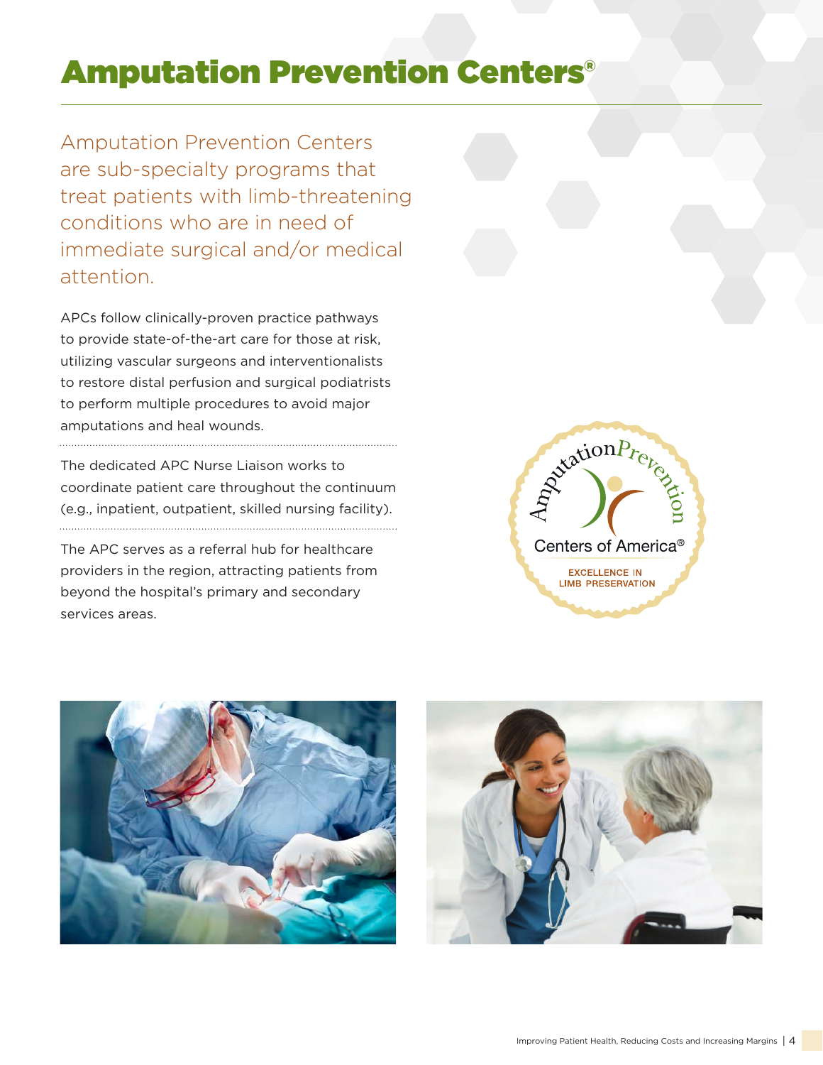# Amputation Prevention Centers®

Amputation Prevention Centers are sub-specialty programs that treat patients with limb-threatening conditions who are in need of immediate surgical and/or medical attention.

APCs follow clinically-proven practice pathways to provide state-of-the-art care for those at risk, utilizing vascular surgeons and interventionalists to restore distal perfusion and surgical podiatrists to perform multiple procedures to avoid major amputations and heal wounds.

The dedicated APC Nurse Liaison works to coordinate patient care throughout the continuum (e.g., inpatient, outpatient, skilled nursing facility).

The APC serves as a referral hub for healthcare providers in the region, attracting patients from beyond the hospital's primary and secondary services areas.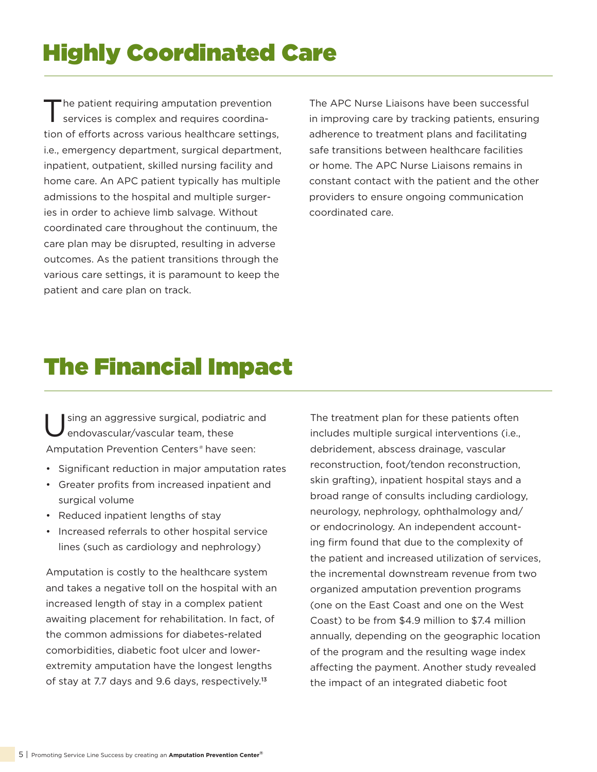# Highly Coordinated Care

The patient requiring amputation prevention services is complex and requires coordination of efforts across various healthcare settings, i.e., emergency department, surgical department, inpatient, outpatient, skilled nursing facility and home care. An APC patient typically has multiple admissions to the hospital and multiple surgeries in order to achieve limb salvage. Without coordinated care throughout the continuum, the care plan may be disrupted, resulting in adverse outcomes. As the patient transitions through the various care settings, it is paramount to keep the patient and care plan on track.

The APC Nurse Liaisons have been successful in improving care by tracking patients, ensuring adherence to treatment plans and facilitating safe transitions between healthcare facilities or home. The APC Nurse Liaisons remains in constant contact with the patient and the other providers to ensure ongoing communication coordinated care.

# The Financial Impact

Using an aggressive surgical, podiatric and endovascular/vascular team, these Amputation Prevention Centers® have seen:

- Significant reduction in major amputation rates
- Greater profits from increased inpatient and surgical volume
- Reduced inpatient lengths of stay
- Increased referrals to other hospital service lines (such as cardiology and nephrology)

Amputation is costly to the healthcare system and takes a negative toll on the hospital with an increased length of stay in a complex patient awaiting placement for rehabilitation. In fact, of the common admissions for diabetes-related comorbidities, diabetic foot ulcer and lower-extremity amputation have the longest lengths of stay at 7.7 days and 9.6 days, respectively.[13]

The treatment plan for these patients often includes multiple surgical interventions (i.e., debridement, abscess drainage, vascular reconstruction, foot/tendon reconstruction, skin grafting), inpatient hospital stays and a broad range of consults including cardiology, neurology, nephrology, ophthalmology and/or endocrinology. An independent accounting firm found that due to the complexity of the patient and increased utilization of services, the incremental downstream revenue from two organized amputation prevention programs (one on the East Coast and one on the West Coast) to be from $4.9 million to $7.4 million annually, depending on the geographic location of the program and the resulting wage index affecting the payment. Another study revealed the impact of an integrated diabetic foot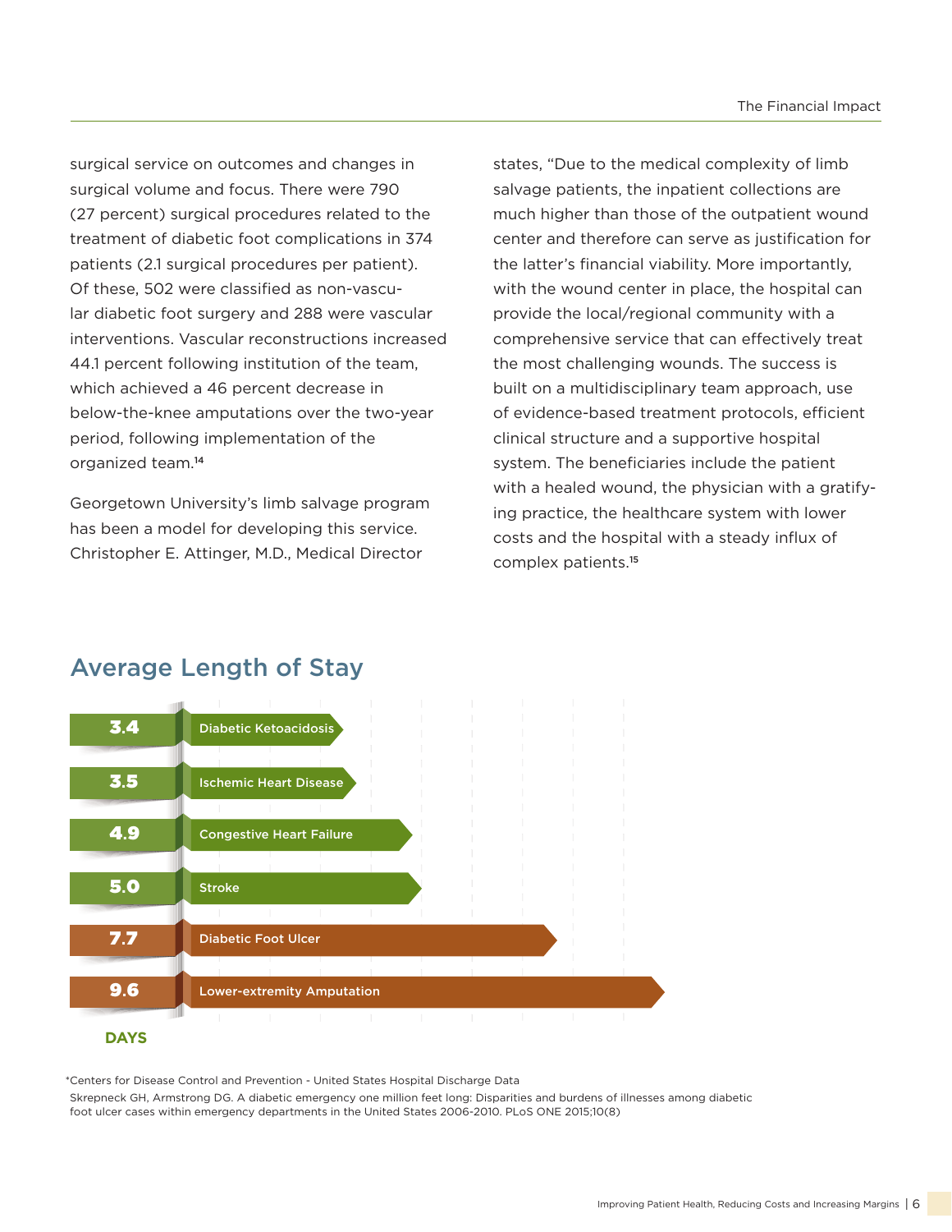surgical service on outcomes and changes in surgical volume and focus. There were 790 (27 percent) surgical procedures related to the treatment of diabetic foot complications in 374 patients (2.1 surgical procedures per patient). Of these, 502 were classified as non-vascular diabetic foot surgery and 288 were vascular interventions. Vascular reconstructions increased 44.1 percent following institution of the team, which achieved a 46 percent decrease in below-the-knee amputations over the two-year period, following implementation of the organized team.[14]

Georgetown University's limb salvage program has been a model for developing this service. Christopher E. Attinger, M.D., Medical Director states, "Due to the medical complexity of limb salvage patients, the inpatient collections are much higher than those of the outpatient wound center and therefore can serve as justification for the latter's financial viability. More importantly, with the wound center in place, the hospital can provide the local/regional community with a comprehensive service that can effectively treat the most challenging wounds. The success is built on a multidisciplinary team approach, use of evidence-based treatment protocols, efficient clinical structure and a supportive hospital system. The beneficiaries include the patient with a healed wound, the physician with a gratifying practice, the healthcare system with lower costs and the hospital with a steady influx of complex patients.[15]

## Average Length of Stay

| Days | Condition |
|---|---|
| 3.4 | Diabetic Ketoacidosis |
| 3.5 | Ischemic Heart Disease |
| 4.9 | Congestive Heart Failure |
| 5.0 | Stroke |
| 7.7 | Diabetic Foot Ulcer |
| 9.6 | Lower-extremity Amputation |

*Centers for Disease Control and Prevention - United States Hospital Discharge Data

Skrepneck GH, Armstrong DG. A diabetic emergency one million feet long: Disparities and burdens of illnesses among diabetic foot ulcer cases within emergency departments in the United States 2006-2010. PLoS ONE 2015;10(8)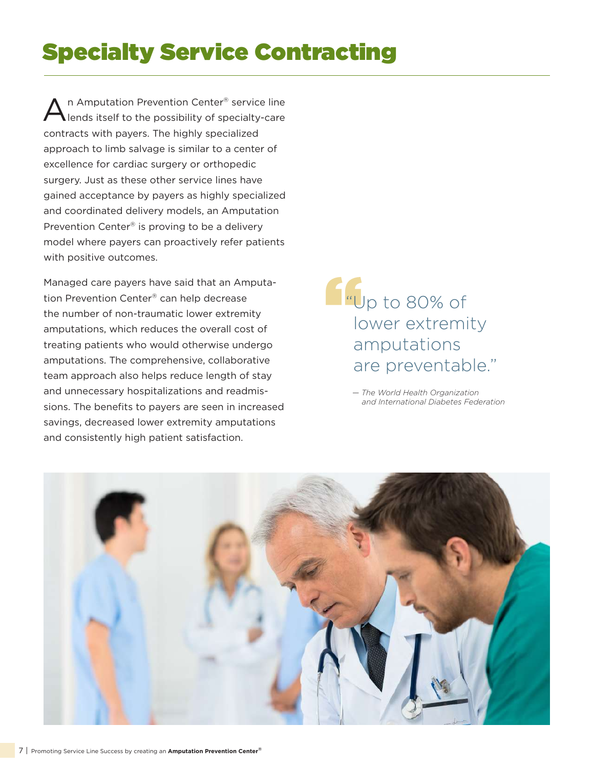# Specialty Service Contracting

An Amputation Prevention Center® service line lends itself to the possibility of specialty-care contracts with payers. The highly specialized approach to limb salvage is similar to a center of excellence for cardiac surgery or orthopedic surgery. Just as these other service lines have gained acceptance by payers as highly specialized and coordinated delivery models, an Amputation Prevention Center® is proving to be a delivery model where payers can proactively refer patients with positive outcomes.

Managed care payers have said that an Amputation Prevention Center® can help decrease the number of non-traumatic lower extremity amputations, which reduces the overall cost of treating patients who would otherwise undergo amputations. The comprehensive, collaborative team approach also helps reduce length of stay and unnecessary hospitalizations and readmissions. The benefits to payers are seen in increased savings, decreased lower extremity amputations and consistently high patient satisfaction.

> "Up to 80% of lower extremity amputations are preventable."
>
> — *The World Health Organization and International Diabetes Federation*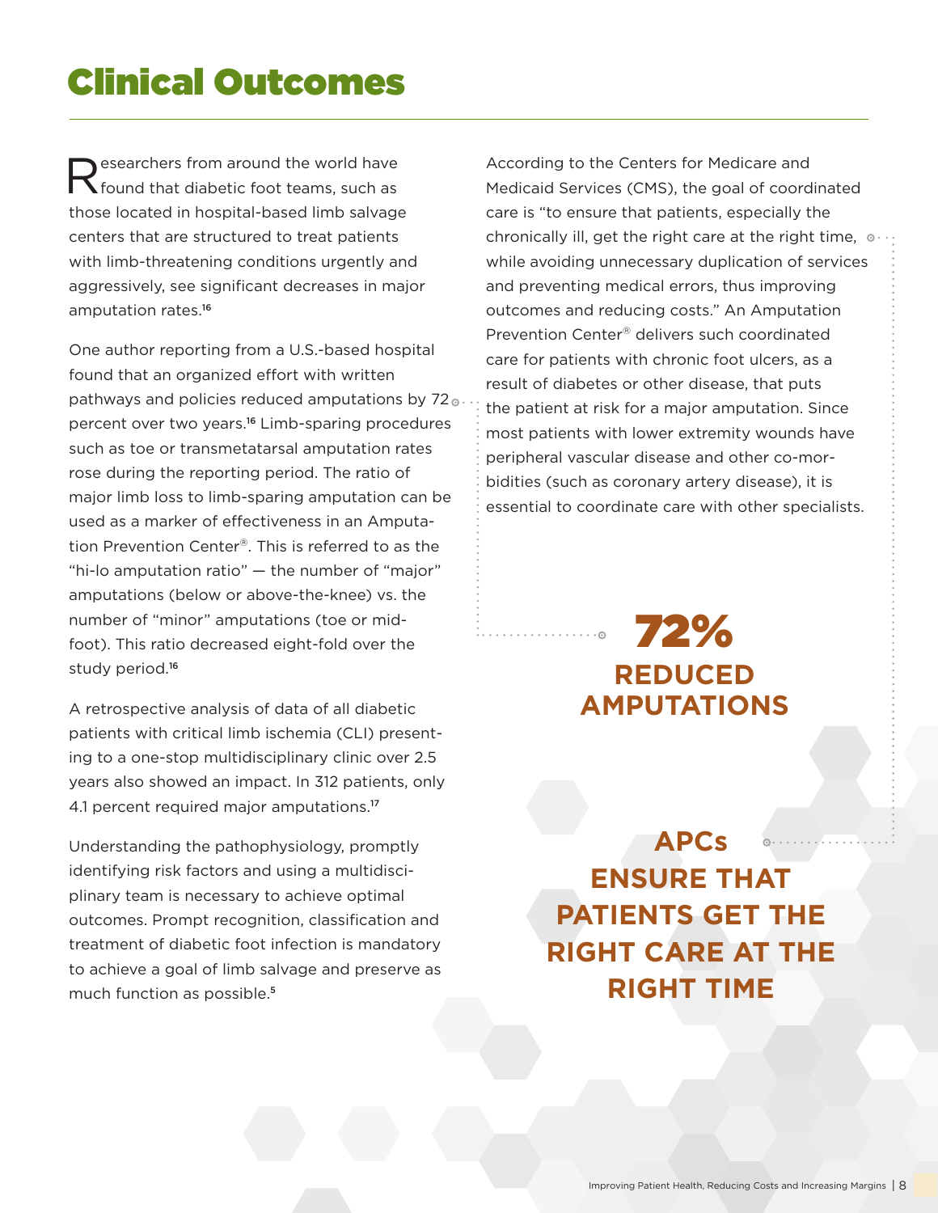# Clinical Outcomes

Researchers from around the world have found that diabetic foot teams, such as those located in hospital-based limb salvage centers that are structured to treat patients with limb-threatening conditions urgently and aggressively, see significant decreases in major amputation rates.[16]

One author reporting from a U.S.-based hospital found that an organized effort with written pathways and policies reduced amputations by 72 percent over two years.[16] Limb-sparing procedures such as toe or transmetatarsal amputation rates rose during the reporting period. The ratio of major limb loss to limb-sparing amputation can be used as a marker of effectiveness in an Amputation Prevention Center®. This is referred to as the "hi-lo amputation ratio" — the number of "major" amputations (below or above-the-knee) vs. the number of "minor" amputations (toe or mid-foot). This ratio decreased eight-fold over the study period.[16]

A retrospective analysis of data of all diabetic patients with critical limb ischemia (CLI) presenting to a one-stop multidisciplinary clinic over 2.5 years also showed an impact. In 312 patients, only 4.1 percent required major amputations.[17]

Understanding the pathophysiology, promptly identifying risk factors and using a multidisciplinary team is necessary to achieve optimal outcomes. Prompt recognition, classification and treatment of diabetic foot infection is mandatory to achieve a goal of limb salvage and preserve as much function as possible.[5]

According to the Centers for Medicare and Medicaid Services (CMS), the goal of coordinated care is "to ensure that patients, especially the chronically ill, get the right care at the right time, while avoiding unnecessary duplication of services and preventing medical errors, thus improving outcomes and reducing costs." An Amputation Prevention Center® delivers such coordinated care for patients with chronic foot ulcers, as a result of diabetes or other disease, that puts the patient at risk for a major amputation. Since most patients with lower extremity wounds have peripheral vascular disease and other co-morbidities (such as coronary artery disease), it is essential to coordinate care with other specialists.

**72%**
**REDUCED AMPUTATIONS**

**APCs ENSURE THAT PATIENTS GET THE RIGHT CARE AT THE RIGHT TIME**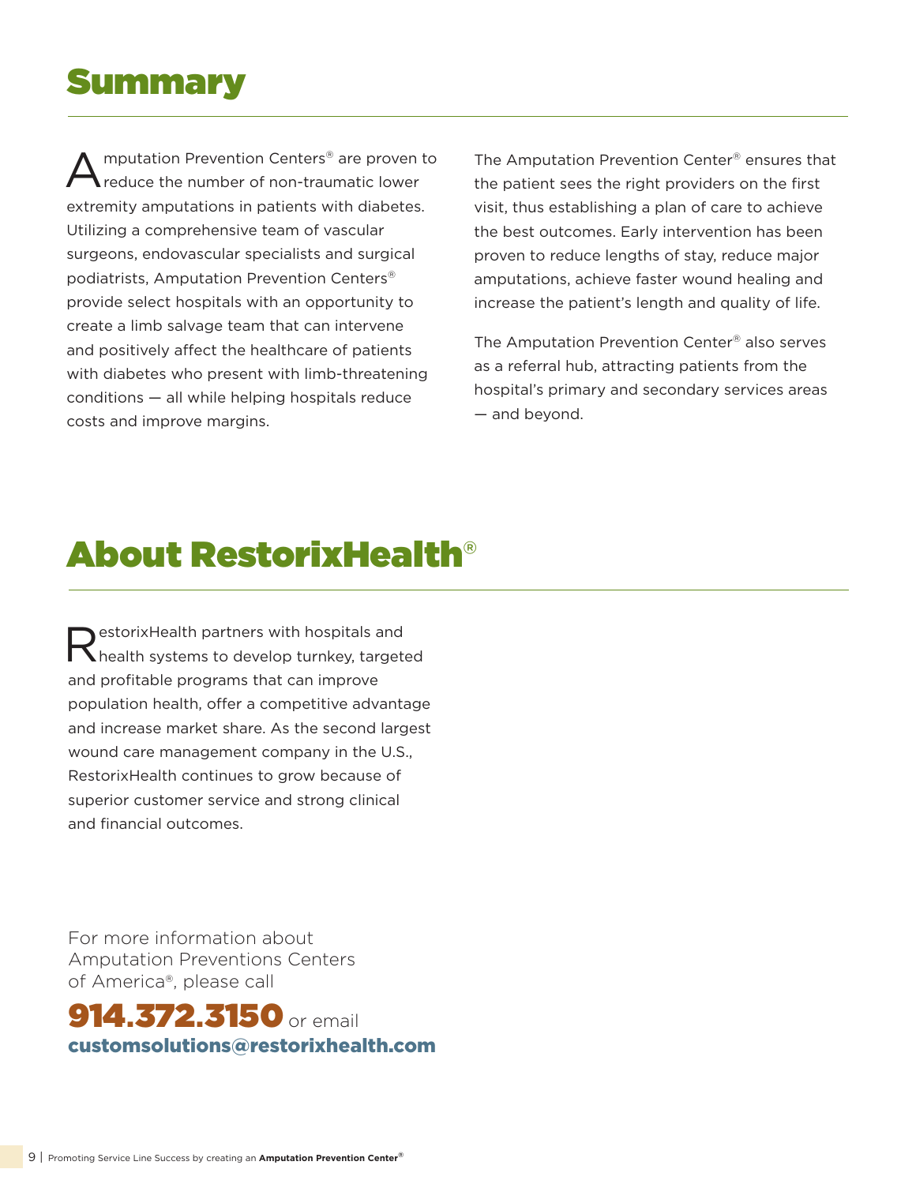# Summary

Amputation Prevention Centers® are proven to reduce the number of non-traumatic lower extremity amputations in patients with diabetes. Utilizing a comprehensive team of vascular surgeons, endovascular specialists and surgical podiatrists, Amputation Prevention Centers® provide select hospitals with an opportunity to create a limb salvage team that can intervene and positively affect the healthcare of patients with diabetes who present with limb-threatening conditions — all while helping hospitals reduce costs and improve margins.

The Amputation Prevention Center® ensures that the patient sees the right providers on the first visit, thus establishing a plan of care to achieve the best outcomes. Early intervention has been proven to reduce lengths of stay, reduce major amputations, achieve faster wound healing and increase the patient's length and quality of life.

The Amputation Prevention Center® also serves as a referral hub, attracting patients from the hospital's primary and secondary services areas — and beyond.

# About RestorixHealth®

RestorixHealth partners with hospitals and health systems to develop turnkey, targeted and profitable programs that can improve population health, offer a competitive advantage and increase market share. As the second largest wound care management company in the U.S., RestorixHealth continues to grow because of superior customer service and strong clinical and financial outcomes.

For more information about Amputation Preventions Centers of America®, please call

**914.372.3150** or email **customsolutions@restorixhealth.com**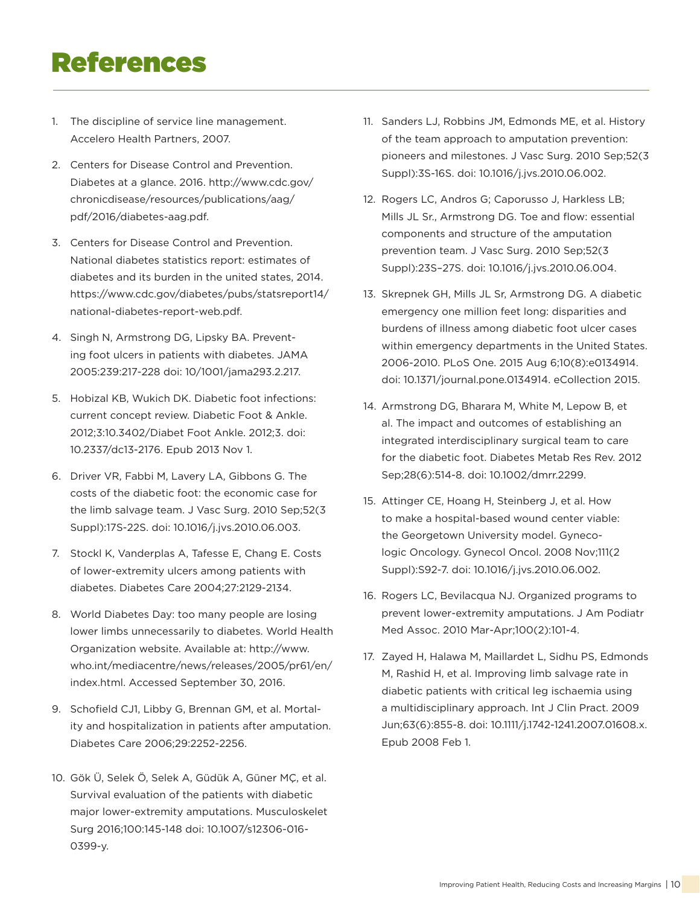# References

1. The discipline of service line management. Accelero Health Partners, 2007.
2. Centers for Disease Control and Prevention. Diabetes at a glance. 2016. http://www.cdc.gov/chronicdisease/resources/publications/aag/pdf/2016/diabetes-aag.pdf.
3. Centers for Disease Control and Prevention. National diabetes statistics report: estimates of diabetes and its burden in the united states, 2014. https://www.cdc.gov/diabetes/pubs/statsreport14/national-diabetes-report-web.pdf.
4. Singh N, Armstrong DG, Lipsky BA. Preventing foot ulcers in patients with diabetes. JAMA 2005:239:217-228 doi: 10/1001/jama293.2.217.
5. Hobizal KB, Wukich DK. Diabetic foot infections: current concept review. Diabetic Foot & Ankle. 2012;3:10.3402/Diabet Foot Ankle. 2012;3. doi: 10.2337/dc13-2176. Epub 2013 Nov 1.
6. Driver VR, Fabbi M, Lavery LA, Gibbons G. The costs of the diabetic foot: the economic case for the limb salvage team. J Vasc Surg. 2010 Sep;52(3 Suppl):17S-22S. doi: 10.1016/j.jvs.2010.06.003.
7. Stockl K, Vanderplas A, Tafesse E, Chang E. Costs of lower-extremity ulcers among patients with diabetes. Diabetes Care 2004;27:2129-2134.
8. World Diabetes Day: too many people are losing lower limbs unnecessarily to diabetes. World Health Organization website. Available at: http://www.who.int/mediacentre/news/releases/2005/pr61/en/index.html. Accessed September 30, 2016.
9. Schofield CJ1, Libby G, Brennan GM, et al. Mortality and hospitalization in patients after amputation. Diabetes Care 2006;29:2252-2256.
10. Gök Ü, Selek Ö, Selek A, Güdük A, Güner MÇ, et al. Survival evaluation of the patients with diabetic major lower-extremity amputations. Musculoskelet Surg 2016;100:145-148 doi: 10.1007/s12306-016-0399-y.
11. Sanders LJ, Robbins JM, Edmonds ME, et al. History of the team approach to amputation prevention: pioneers and milestones. J Vasc Surg. 2010 Sep;52(3 Suppl):3S-16S. doi: 10.1016/j.jvs.2010.06.002.
12. Rogers LC, Andros G; Caporusso J, Harkless LB; Mills JL Sr., Armstrong DG. Toe and flow: essential components and structure of the amputation prevention team. J Vasc Surg. 2010 Sep;52(3 Suppl):23S–27S. doi: 10.1016/j.jvs.2010.06.004.
13. Skrepnek GH, Mills JL Sr, Armstrong DG. A diabetic emergency one million feet long: disparities and burdens of illness among diabetic foot ulcer cases within emergency departments in the United States. 2006-2010. PLoS One. 2015 Aug 6;10(8):e0134914. doi: 10.1371/journal.pone.0134914. eCollection 2015.
14. Armstrong DG, Bharara M, White M, Lepow B, et al. The impact and outcomes of establishing an integrated interdisciplinary surgical team to care for the diabetic foot. Diabetes Metab Res Rev. 2012 Sep;28(6):514-8. doi: 10.1002/dmrr.2299.
15. Attinger CE, Hoang H, Steinberg J, et al. How to make a hospital-based wound center viable: the Georgetown University model. Gynecologic Oncology. Gynecol Oncol. 2008 Nov;111(2 Suppl):S92-7. doi: 10.1016/j.jvs.2010.06.002.
16. Rogers LC, Bevilacqua NJ. Organized programs to prevent lower-extremity amputations. J Am Podiatr Med Assoc. 2010 Mar-Apr;100(2):101-4.
17. Zayed H, Halawa M, Maillardet L, Sidhu PS, Edmonds M, Rashid H, et al. Improving limb salvage rate in diabetic patients with critical leg ischaemia using a multidisciplinary approach. Int J Clin Pract. 2009 Jun;63(6):855-8. doi: 10.1111/j.1742-1241.2007.01608.x. Epub 2008 Feb 1.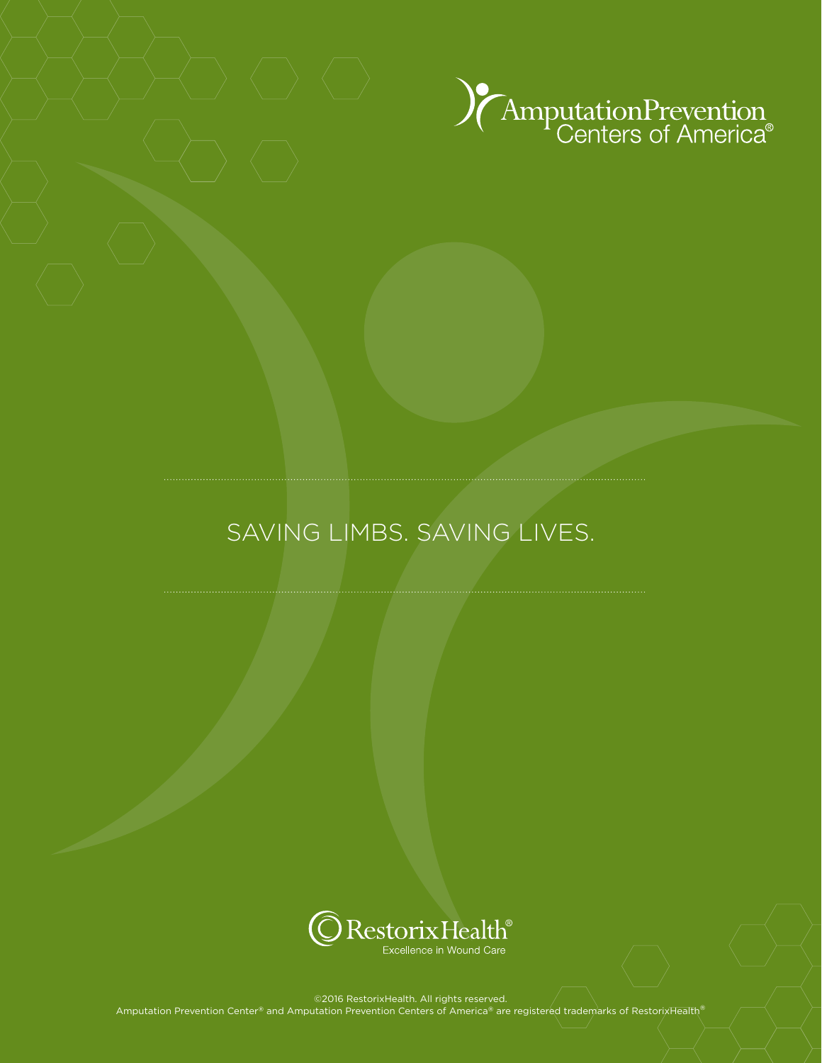Amputation Prevention Centers of America®

SAVING LIMBS. SAVING LIVES.

RestorixHealth®
Excellence in Wound Care

©2016 RestorixHealth. All rights reserved.
Amputation Prevention Center® and Amputation Prevention Centers of America® are registered trademarks of RestorixHealth®